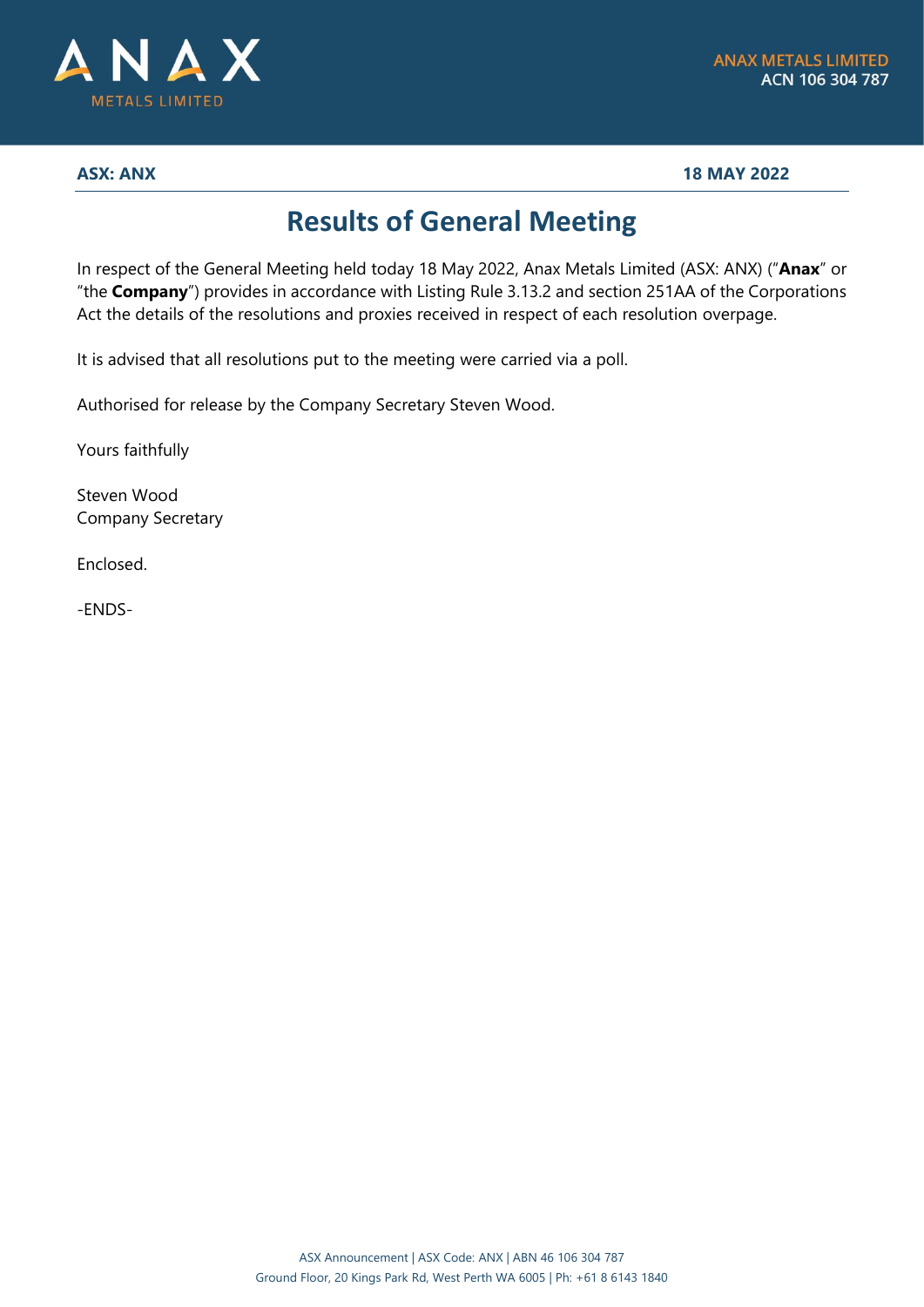**ANAX METALS LIMITED**
**ACN 106 304 787**

**ASX: ANX** **18 MAY 2022**

# Results of General Meeting

In respect of the General Meeting held today 18 May 2022, Anax Metals Limited (ASX: ANX) ("**Anax**" or "the **Company**") provides in accordance with Listing Rule 3.13.2 and section 251AA of the Corporations Act the details of the resolutions and proxies received in respect of each resolution overpage.

It is advised that all resolutions put to the meeting were carried via a poll.

Authorised for release by the Company Secretary Steven Wood.

Yours faithfully

Steven Wood
Company Secretary

Enclosed.

-ENDS-

ASX Announcement | ASX Code: ANX | ABN 46 106 304 787
Ground Floor, 20 Kings Park Rd, West Perth WA 6005 | Ph: +61 8 6143 1840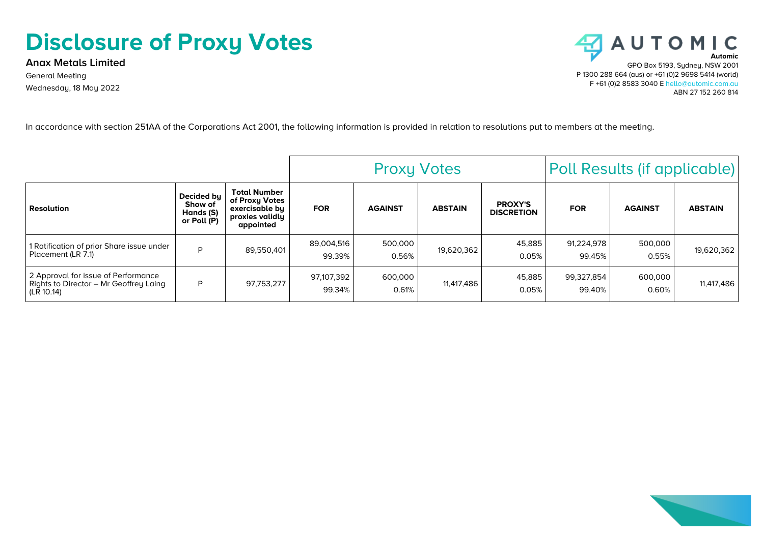# Disclosure of Proxy Votes

**Anax Metals Limited**

General Meeting

Wednesday, 18 May 2022

**Automic**

GPO Box 5193, Sydney, NSW 2001
P 1300 288 664 (aus) or +61 (0)2 9698 5414 (world)
F +61 (0)2 8583 3040 E hello@automic.com.au
ABN 27 152 260 814

In accordance with section 251AA of the Corporations Act 2001, the following information is provided in relation to resolutions put to members at the meeting.

| | | | Proxy Votes | | | | Poll Results (if applicable) | | |
|---|---|---|---|---|---|---|---|---|---|
| **Resolution** | **Decided by Show of Hands (S) or Poll (P)** | **Total Number of Proxy Votes exercisable by proxies validly appointed** | **FOR** | **AGAINST** | **ABSTAIN** | **PROXY'S DISCRETION** | **FOR** | **AGAINST** | **ABSTAIN** |
| 1 Ratification of prior Share issue under Placement (LR 7.1) | P | 89,550,401 | 89,004,516 99.39% | 500,000 0.56% | 19,620,362 | 45,885 0.05% | 91,224,978 99.45% | 500,000 0.55% | 19,620,362 |
| 2 Approval for issue of Performance Rights to Director – Mr Geoffrey Laing (LR 10.14) | P | 97,753,277 | 97,107,392 99.34% | 600,000 0.61% | 11,417,486 | 45,885 0.05% | 99,327,854 99.40% | 600,000 0.60% | 11,417,486 |